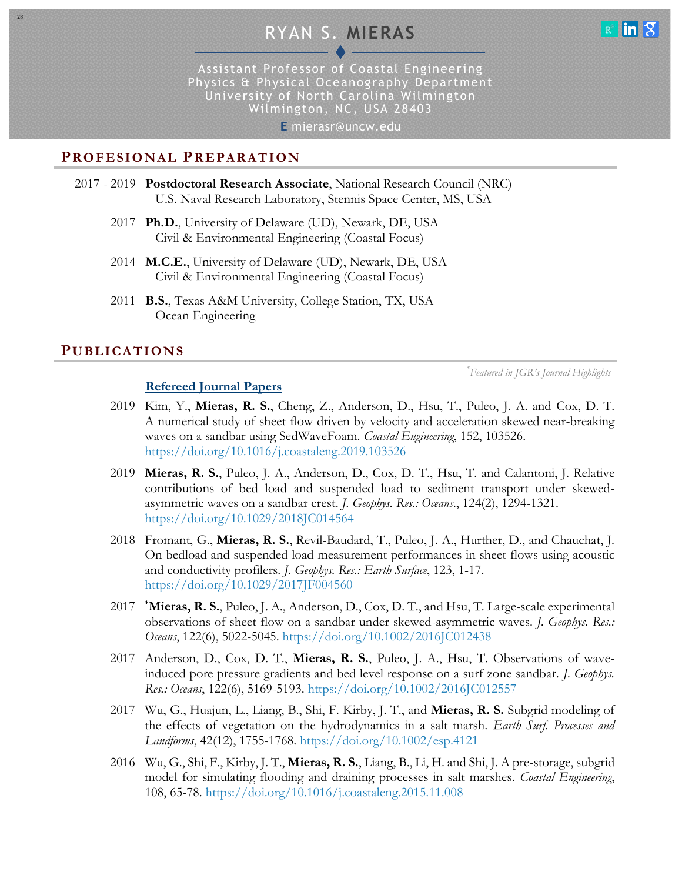# RYAN S. MIERAS

Assistant Professor of Coastal Engineering
Physics & Physical Oceanography Department
University of North Carolina Wilmington
Wilmington, NC, USA 28403

**E** mierasr@uncw.edu

## PROFESIONAL PREPARATION

2017 - 2019 **Postdoctoral Research Associate**, National Research Council (NRC)
U.S. Naval Research Laboratory, Stennis Space Center, MS, USA

2017 **Ph.D.**, University of Delaware (UD), Newark, DE, USA
Civil & Environmental Engineering (Coastal Focus)

2014 **M.C.E.**, University of Delaware (UD), Newark, DE, USA
Civil & Environmental Engineering (Coastal Focus)

2011 **B.S.**, Texas A&M University, College Station, TX, USA
Ocean Engineering

## PUBLICATIONS

*\*Featured in JGR's Journal Highlights*

### Refereed Journal Papers

2019 Kim, Y., **Mieras, R. S.**, Cheng, Z., Anderson, D., Hsu, T., Puleo, J. A. and Cox, D. T. A numerical study of sheet flow driven by velocity and acceleration skewed near-breaking waves on a sandbar using SedWaveFoam. *Coastal Engineering*, 152, 103526. https://doi.org/10.1016/j.coastaleng.2019.103526

2019 **Mieras, R. S.**, Puleo, J. A., Anderson, D., Cox, D. T., Hsu, T. and Calantoni, J. Relative contributions of bed load and suspended load to sediment transport under skewed-asymmetric waves on a sandbar crest. *J. Geophys. Res.: Oceans*., 124(2), 1294-1321. https://doi.org/10.1029/2018JC014564

2018 Fromant, G., **Mieras, R. S.**, Revil-Baudard, T., Puleo, J. A., Hurther, D., and Chauchat, J. On bedload and suspended load measurement performances in sheet flows using acoustic and conductivity profilers. *J. Geophys. Res.: Earth Surface*, 123, 1-17. https://doi.org/10.1029/2017JF004560

2017 **\*Mieras, R. S.**, Puleo, J. A., Anderson, D., Cox, D. T., and Hsu, T. Large-scale experimental observations of sheet flow on a sandbar under skewed-asymmetric waves. *J. Geophys. Res.: Oceans*, 122(6), 5022-5045. https://doi.org/10.1002/2016JC012438

2017 Anderson, D., Cox, D. T., **Mieras, R. S.**, Puleo, J. A., Hsu, T. Observations of wave-induced pore pressure gradients and bed level response on a surf zone sandbar. *J. Geophys. Res.: Oceans*, 122(6), 5169-5193. https://doi.org/10.1002/2016JC012557

2017 Wu, G., Huajun, L., Liang, B., Shi, F. Kirby, J. T., and **Mieras, R. S.** Subgrid modeling of the effects of vegetation on the hydrodynamics in a salt marsh. *Earth Surf. Processes and Landforms*, 42(12), 1755-1768. https://doi.org/10.1002/esp.4121

2016 Wu, G., Shi, F., Kirby, J. T., **Mieras, R. S.**, Liang, B., Li, H. and Shi, J. A pre-storage, subgrid model for simulating flooding and draining processes in salt marshes. *Coastal Engineering*, 108, 65-78. https://doi.org/10.1016/j.coastaleng.2015.11.008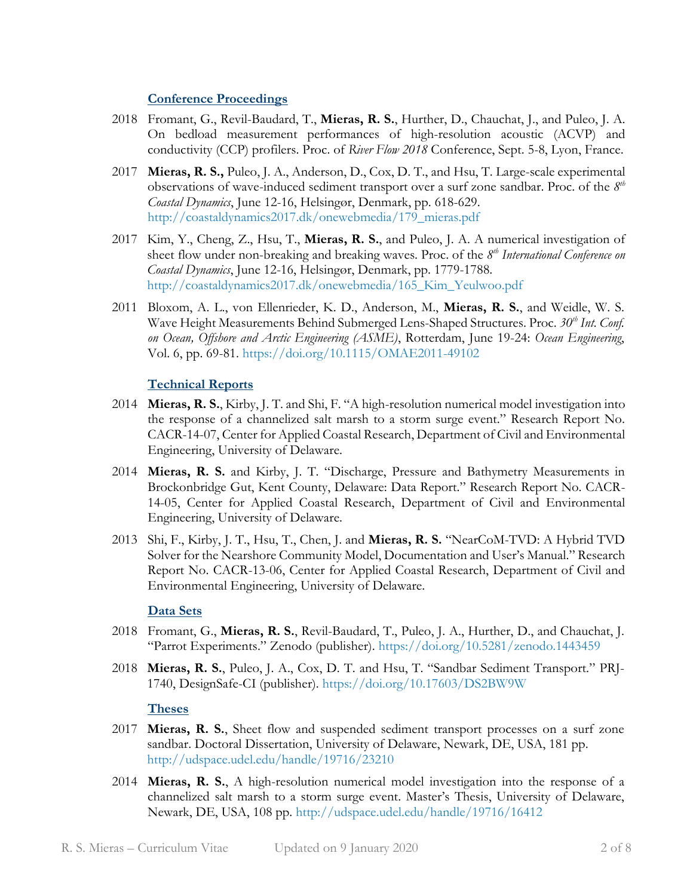## Conference Proceedings

2018 Fromant, G., Revil-Baudard, T., **Mieras, R. S.**, Hurther, D., Chauchat, J., and Puleo, J. A. On bedload measurement performances of high-resolution acoustic (ACVP) and conductivity (CCP) profilers. Proc. of *River Flow 2018* Conference, Sept. 5-8, Lyon, France.

2017 **Mieras, R. S.,** Puleo, J. A., Anderson, D., Cox, D. T., and Hsu, T. Large-scale experimental observations of wave-induced sediment transport over a surf zone sandbar. Proc. of the *8th Coastal Dynamics*, June 12-16, Helsingør, Denmark, pp. 618-629. http://coastaldynamics2017.dk/onewebmedia/179_mieras.pdf

2017 Kim, Y., Cheng, Z., Hsu, T., **Mieras, R. S.**, and Puleo, J. A. A numerical investigation of sheet flow under non-breaking and breaking waves. Proc. of the *8th International Conference on Coastal Dynamics*, June 12-16, Helsingør, Denmark, pp. 1779-1788. http://coastaldynamics2017.dk/onewebmedia/165_Kim_Yeulwoo.pdf

2011 Bloxom, A. L., von Ellenrieder, K. D., Anderson, M., **Mieras, R. S.**, and Weidle, W. S. Wave Height Measurements Behind Submerged Lens-Shaped Structures. Proc. *30th Int. Conf. on Ocean, Offshore and Arctic Engineering (ASME)*, Rotterdam, June 19-24: *Ocean Engineering*, Vol. 6, pp. 69-81. https://doi.org/10.1115/OMAE2011-49102

## Technical Reports

2014 **Mieras, R. S.**, Kirby, J. T. and Shi, F. "A high-resolution numerical model investigation into the response of a channelized salt marsh to a storm surge event." Research Report No. CACR-14-07, Center for Applied Coastal Research, Department of Civil and Environmental Engineering, University of Delaware.

2014 **Mieras, R. S.** and Kirby, J. T. "Discharge, Pressure and Bathymetry Measurements in Brockonbridge Gut, Kent County, Delaware: Data Report." Research Report No. CACR-14-05, Center for Applied Coastal Research, Department of Civil and Environmental Engineering, University of Delaware.

2013 Shi, F., Kirby, J. T., Hsu, T., Chen, J. and **Mieras, R. S.** "NearCoM-TVD: A Hybrid TVD Solver for the Nearshore Community Model, Documentation and User's Manual." Research Report No. CACR-13-06, Center for Applied Coastal Research, Department of Civil and Environmental Engineering, University of Delaware.

## Data Sets

2018 Fromant, G., **Mieras, R. S.**, Revil-Baudard, T., Puleo, J. A., Hurther, D., and Chauchat, J. "Parrot Experiments." Zenodo (publisher). https://doi.org/10.5281/zenodo.1443459

2018 **Mieras, R. S.**, Puleo, J. A., Cox, D. T. and Hsu, T. "Sandbar Sediment Transport." PRJ-1740, DesignSafe-CI (publisher). https://doi.org/10.17603/DS2BW9W

## Theses

2017 **Mieras, R. S.**, Sheet flow and suspended sediment transport processes on a surf zone sandbar. Doctoral Dissertation, University of Delaware, Newark, DE, USA, 181 pp. http://udspace.udel.edu/handle/19716/23210

2014 **Mieras, R. S.**, A high-resolution numerical model investigation into the response of a channelized salt marsh to a storm surge event. Master's Thesis, University of Delaware, Newark, DE, USA, 108 pp. http://udspace.udel.edu/handle/19716/16412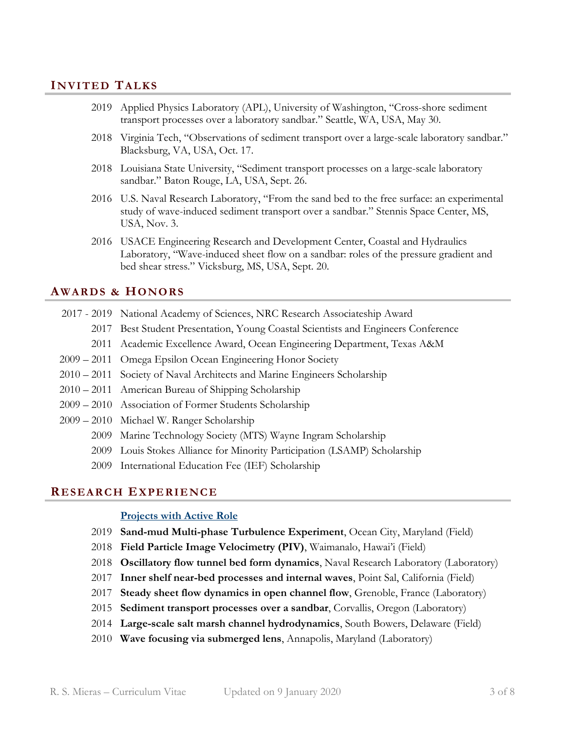## INVITED TALKS

- 2019 Applied Physics Laboratory (APL), University of Washington, "Cross-shore sediment transport processes over a laboratory sandbar." Seattle, WA, USA, May 30.
- 2018 Virginia Tech, "Observations of sediment transport over a large-scale laboratory sandbar." Blacksburg, VA, USA, Oct. 17.
- 2018 Louisiana State University, "Sediment transport processes on a large-scale laboratory sandbar." Baton Rouge, LA, USA, Sept. 26.
- 2016 U.S. Naval Research Laboratory, "From the sand bed to the free surface: an experimental study of wave-induced sediment transport over a sandbar." Stennis Space Center, MS, USA, Nov. 3.
- 2016 USACE Engineering Research and Development Center, Coastal and Hydraulics Laboratory, "Wave-induced sheet flow on a sandbar: roles of the pressure gradient and bed shear stress." Vicksburg, MS, USA, Sept. 20.

## AWARDS & HONORS

- 2017 - 2019 National Academy of Sciences, NRC Research Associateship Award
- 2017 Best Student Presentation, Young Coastal Scientists and Engineers Conference
- 2011 Academic Excellence Award, Ocean Engineering Department, Texas A&M
- 2009 – 2011 Omega Epsilon Ocean Engineering Honor Society
- 2010 – 2011 Society of Naval Architects and Marine Engineers Scholarship
- 2010 – 2011 American Bureau of Shipping Scholarship
- 2009 – 2010 Association of Former Students Scholarship
- 2009 – 2010 Michael W. Ranger Scholarship
- 2009 Marine Technology Society (MTS) Wayne Ingram Scholarship
- 2009 Louis Stokes Alliance for Minority Participation (LSAMP) Scholarship
- 2009 International Education Fee (IEF) Scholarship

## RESEARCH EXPERIENCE

### Projects with Active Role

- 2019 **Sand-mud Multi-phase Turbulence Experiment**, Ocean City, Maryland (Field)
- 2018 **Field Particle Image Velocimetry (PIV)**, Waimanalo, Hawai'i (Field)
- 2018 **Oscillatory flow tunnel bed form dynamics**, Naval Research Laboratory (Laboratory)
- 2017 **Inner shelf near-bed processes and internal waves**, Point Sal, California (Field)
- 2017 **Steady sheet flow dynamics in open channel flow**, Grenoble, France (Laboratory)
- 2015 **Sediment transport processes over a sandbar**, Corvallis, Oregon (Laboratory)
- 2014 **Large-scale salt marsh channel hydrodynamics**, South Bowers, Delaware (Field)
- 2010 **Wave focusing via submerged lens**, Annapolis, Maryland (Laboratory)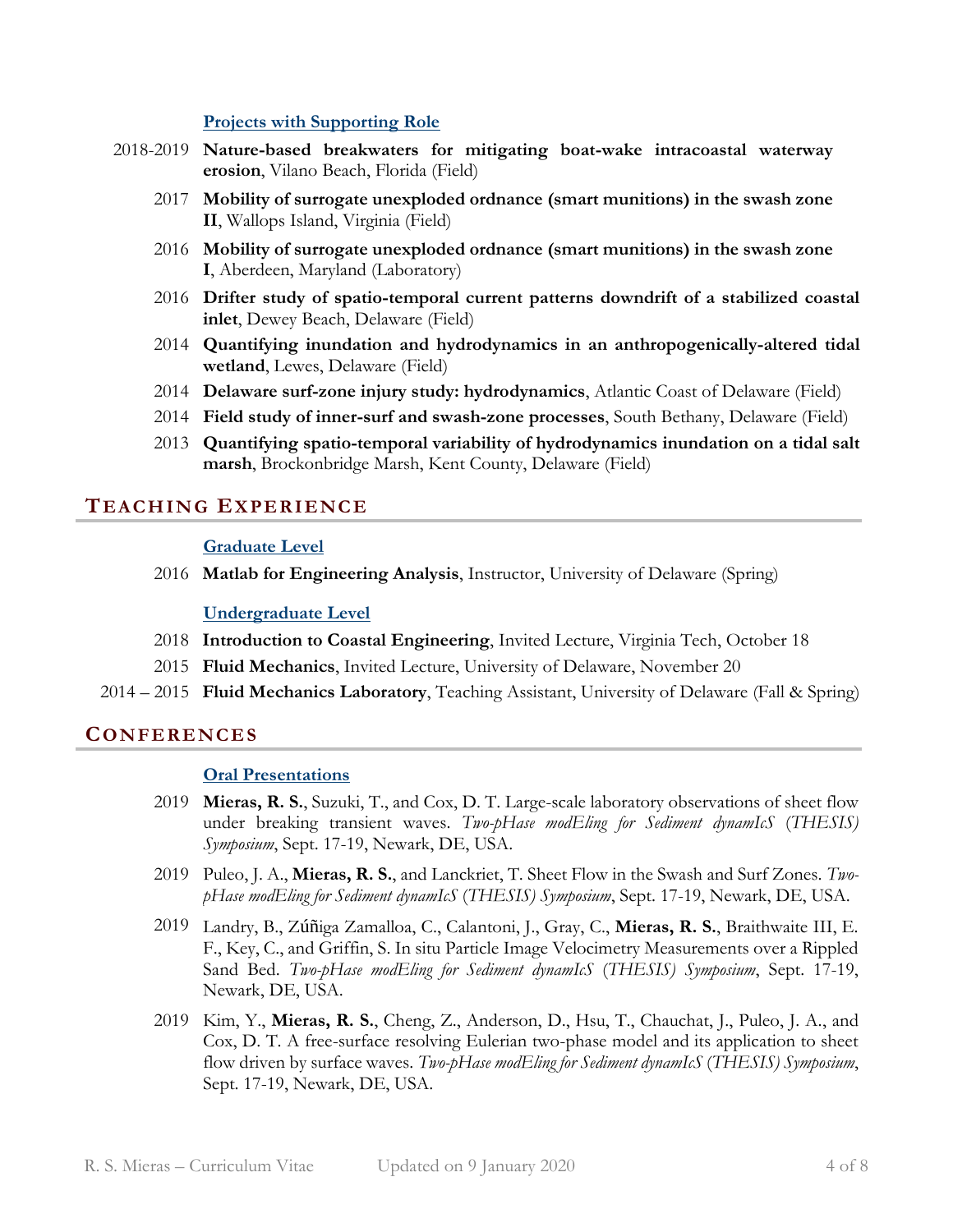### Projects with Supporting Role

- 2018-2019 **Nature-based breakwaters for mitigating boat-wake intracoastal waterway erosion**, Vilano Beach, Florida (Field)
- 2017 **Mobility of surrogate unexploded ordnance (smart munitions) in the swash zone II**, Wallops Island, Virginia (Field)
- 2016 **Mobility of surrogate unexploded ordnance (smart munitions) in the swash zone I**, Aberdeen, Maryland (Laboratory)
- 2016 **Drifter study of spatio-temporal current patterns downdrift of a stabilized coastal inlet**, Dewey Beach, Delaware (Field)
- 2014 **Quantifying inundation and hydrodynamics in an anthropogenically-altered tidal wetland**, Lewes, Delaware (Field)
- 2014 **Delaware surf-zone injury study: hydrodynamics**, Atlantic Coast of Delaware (Field)
- 2014 **Field study of inner-surf and swash-zone processes**, South Bethany, Delaware (Field)
- 2013 **Quantifying spatio-temporal variability of hydrodynamics inundation on a tidal salt marsh**, Brockonbridge Marsh, Kent County, Delaware (Field)

## Teaching Experience

### Graduate Level

- 2016 **Matlab for Engineering Analysis**, Instructor, University of Delaware (Spring)

### Undergraduate Level

- 2018 **Introduction to Coastal Engineering**, Invited Lecture, Virginia Tech, October 18
- 2015 **Fluid Mechanics**, Invited Lecture, University of Delaware, November 20
- 2014 – 2015 **Fluid Mechanics Laboratory**, Teaching Assistant, University of Delaware (Fall & Spring)

## Conferences

### Oral Presentations

- 2019 **Mieras, R. S.**, Suzuki, T., and Cox, D. T. Large-scale laboratory observations of sheet flow under breaking transient waves. *Two-pHase modEling for Sediment dynamIcS (THESIS) Symposium*, Sept. 17-19, Newark, DE, USA.
- 2019 Puleo, J. A., **Mieras, R. S.**, and Lanckriet, T. Sheet Flow in the Swash and Surf Zones. *Two-pHase modEling for Sediment dynamIcS (THESIS) Symposium*, Sept. 17-19, Newark, DE, USA.
- 2019 Landry, B., Zúñiga Zamalloa, C., Calantoni, J., Gray, C., **Mieras, R. S.**, Braithwaite III, E. F., Key, C., and Griffin, S. In situ Particle Image Velocimetry Measurements over a Rippled Sand Bed. *Two-pHase modEling for Sediment dynamIcS (THESIS) Symposium*, Sept. 17-19, Newark, DE, USA.
- 2019 Kim, Y., **Mieras, R. S.**, Cheng, Z., Anderson, D., Hsu, T., Chauchat, J., Puleo, J. A., and Cox, D. T. A free-surface resolving Eulerian two-phase model and its application to sheet flow driven by surface waves. *Two-pHase modEling for Sediment dynamIcS (THESIS) Symposium*, Sept. 17-19, Newark, DE, USA.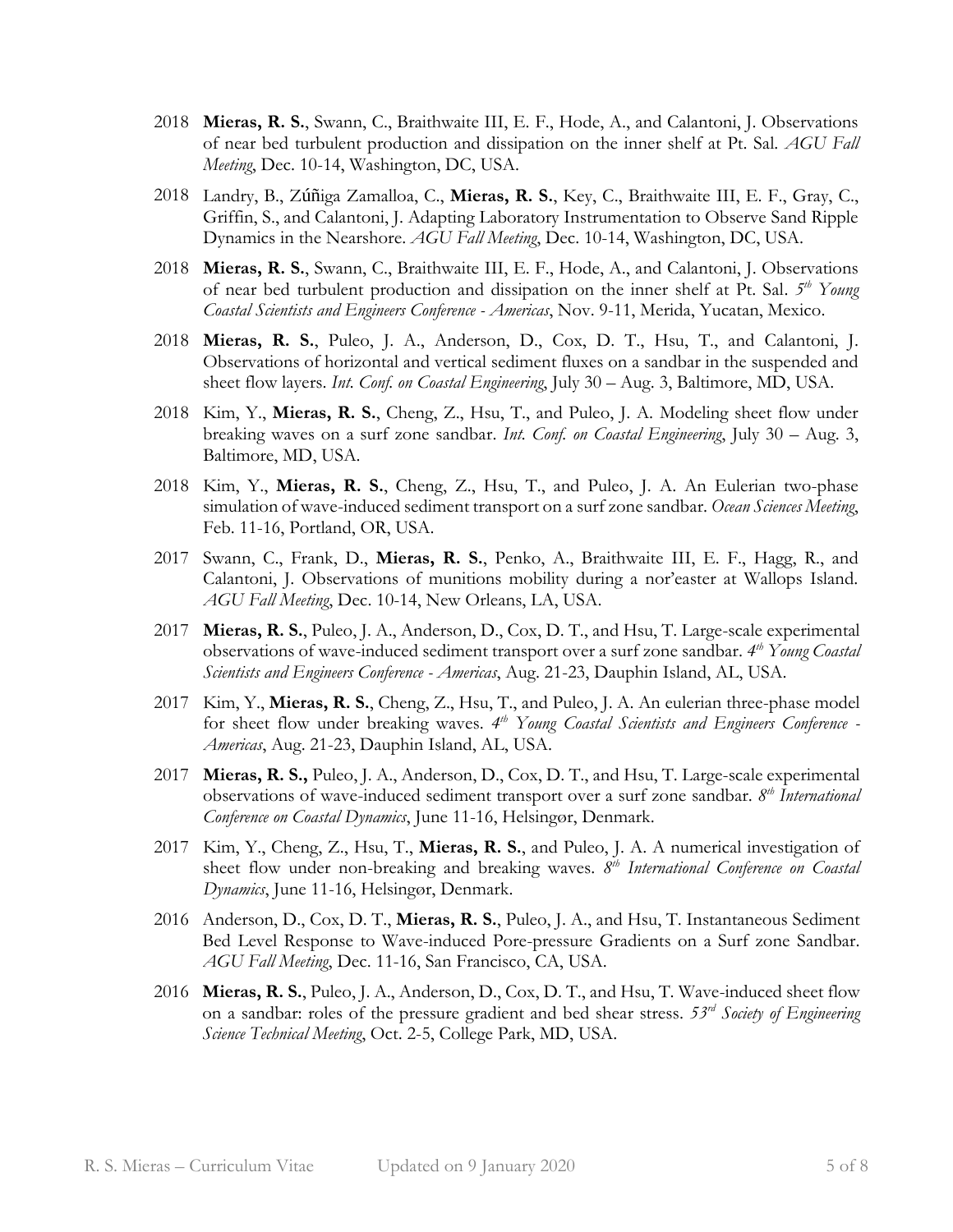2018 **Mieras, R. S.**, Swann, C., Braithwaite III, E. F., Hode, A., and Calantoni, J. Observations of near bed turbulent production and dissipation on the inner shelf at Pt. Sal. *AGU Fall Meeting*, Dec. 10-14, Washington, DC, USA.

2018 Landry, B., Zúñiga Zamalloa, C., **Mieras, R. S.**, Key, C., Braithwaite III, E. F., Gray, C., Griffin, S., and Calantoni, J. Adapting Laboratory Instrumentation to Observe Sand Ripple Dynamics in the Nearshore. *AGU Fall Meeting*, Dec. 10-14, Washington, DC, USA.

2018 **Mieras, R. S.**, Swann, C., Braithwaite III, E. F., Hode, A., and Calantoni, J. Observations of near bed turbulent production and dissipation on the inner shelf at Pt. Sal. *5th Young Coastal Scientists and Engineers Conference - Americas*, Nov. 9-11, Merida, Yucatan, Mexico.

2018 **Mieras, R. S.**, Puleo, J. A., Anderson, D., Cox, D. T., Hsu, T., and Calantoni, J. Observations of horizontal and vertical sediment fluxes on a sandbar in the suspended and sheet flow layers. *Int. Conf. on Coastal Engineering*, July 30 – Aug. 3, Baltimore, MD, USA.

2018 Kim, Y., **Mieras, R. S.**, Cheng, Z., Hsu, T., and Puleo, J. A. Modeling sheet flow under breaking waves on a surf zone sandbar. *Int. Conf. on Coastal Engineering*, July 30 – Aug. 3, Baltimore, MD, USA.

2018 Kim, Y., **Mieras, R. S.**, Cheng, Z., Hsu, T., and Puleo, J. A. An Eulerian two-phase simulation of wave-induced sediment transport on a surf zone sandbar. *Ocean Sciences Meeting*, Feb. 11-16, Portland, OR, USA.

2017 Swann, C., Frank, D., **Mieras, R. S.**, Penko, A., Braithwaite III, E. F., Hagg, R., and Calantoni, J. Observations of munitions mobility during a nor'easter at Wallops Island. *AGU Fall Meeting*, Dec. 10-14, New Orleans, LA, USA.

2017 **Mieras, R. S.**, Puleo, J. A., Anderson, D., Cox, D. T., and Hsu, T. Large-scale experimental observations of wave-induced sediment transport over a surf zone sandbar. *4th Young Coastal Scientists and Engineers Conference - Americas*, Aug. 21-23, Dauphin Island, AL, USA.

2017 Kim, Y., **Mieras, R. S.**, Cheng, Z., Hsu, T., and Puleo, J. A. An eulerian three-phase model for sheet flow under breaking waves. *4th Young Coastal Scientists and Engineers Conference - Americas*, Aug. 21-23, Dauphin Island, AL, USA.

2017 **Mieras, R. S.,** Puleo, J. A., Anderson, D., Cox, D. T., and Hsu, T. Large-scale experimental observations of wave-induced sediment transport over a surf zone sandbar. *8th International Conference on Coastal Dynamics*, June 11-16, Helsingør, Denmark.

2017 Kim, Y., Cheng, Z., Hsu, T., **Mieras, R. S.**, and Puleo, J. A. A numerical investigation of sheet flow under non-breaking and breaking waves. *8th International Conference on Coastal Dynamics*, June 11-16, Helsingør, Denmark.

2016 Anderson, D., Cox, D. T., **Mieras, R. S.**, Puleo, J. A., and Hsu, T. Instantaneous Sediment Bed Level Response to Wave-induced Pore-pressure Gradients on a Surf zone Sandbar. *AGU Fall Meeting*, Dec. 11-16, San Francisco, CA, USA.

2016 **Mieras, R. S.**, Puleo, J. A., Anderson, D., Cox, D. T., and Hsu, T. Wave-induced sheet flow on a sandbar: roles of the pressure gradient and bed shear stress. *53rd Society of Engineering Science Technical Meeting*, Oct. 2-5, College Park, MD, USA.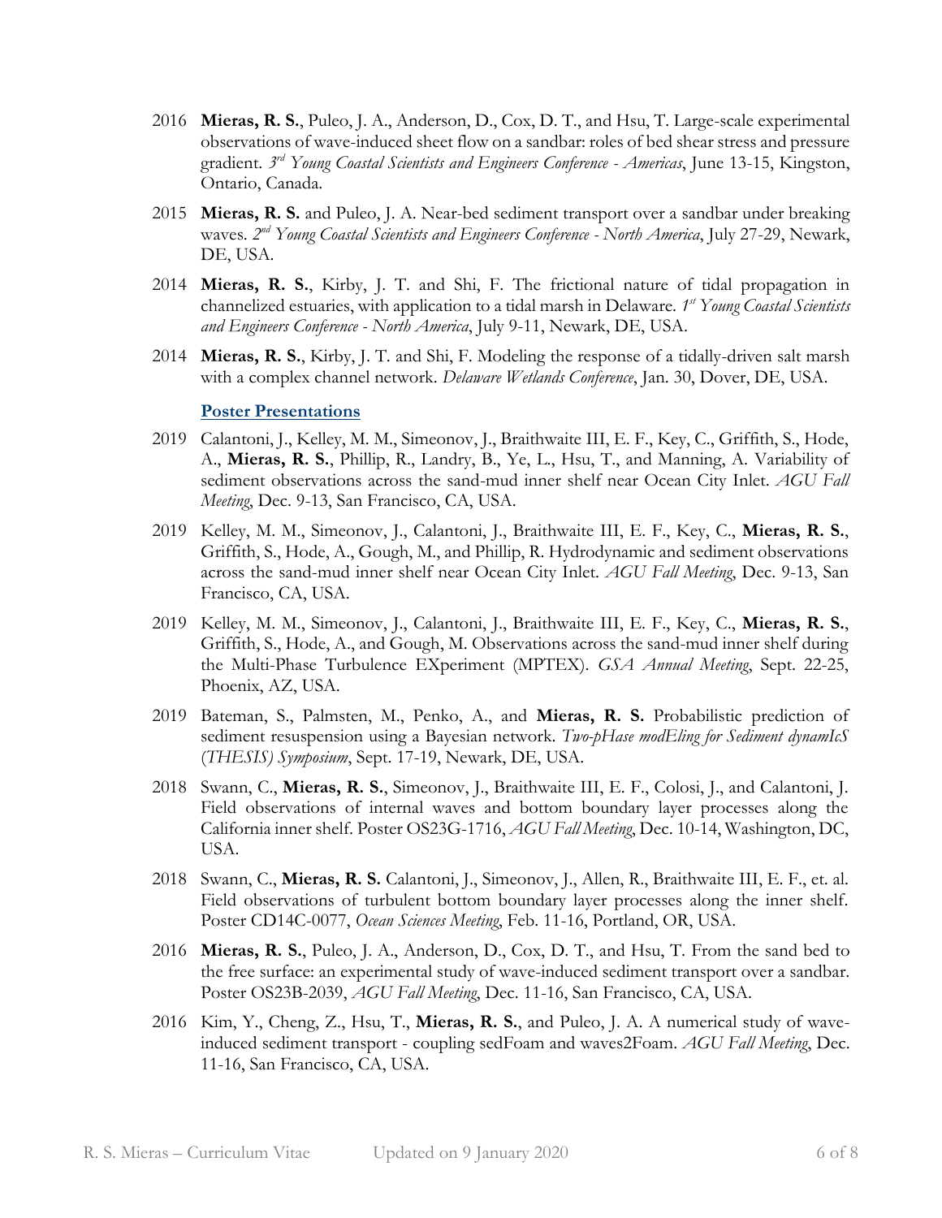2016 **Mieras, R. S.**, Puleo, J. A., Anderson, D., Cox, D. T., and Hsu, T. Large-scale experimental observations of wave-induced sheet flow on a sandbar: roles of bed shear stress and pressure gradient. *3rd Young Coastal Scientists and Engineers Conference - Americas*, June 13-15, Kingston, Ontario, Canada.

2015 **Mieras, R. S.** and Puleo, J. A. Near-bed sediment transport over a sandbar under breaking waves. *2nd Young Coastal Scientists and Engineers Conference - North America*, July 27-29, Newark, DE, USA.

2014 **Mieras, R. S.**, Kirby, J. T. and Shi, F. The frictional nature of tidal propagation in channelized estuaries, with application to a tidal marsh in Delaware. *1st Young Coastal Scientists and Engineers Conference - North America*, July 9-11, Newark, DE, USA.

2014 **Mieras, R. S.**, Kirby, J. T. and Shi, F. Modeling the response of a tidally-driven salt marsh with a complex channel network. *Delaware Wetlands Conference*, Jan. 30, Dover, DE, USA.

### Poster Presentations

2019 Calantoni, J., Kelley, M. M., Simeonov, J., Braithwaite III, E. F., Key, C., Griffith, S., Hode, A., **Mieras, R. S.**, Phillip, R., Landry, B., Ye, L., Hsu, T., and Manning, A. Variability of sediment observations across the sand-mud inner shelf near Ocean City Inlet. *AGU Fall Meeting*, Dec. 9-13, San Francisco, CA, USA.

2019 Kelley, M. M., Simeonov, J., Calantoni, J., Braithwaite III, E. F., Key, C., **Mieras, R. S.**, Griffith, S., Hode, A., Gough, M., and Phillip, R. Hydrodynamic and sediment observations across the sand-mud inner shelf near Ocean City Inlet. *AGU Fall Meeting*, Dec. 9-13, San Francisco, CA, USA.

2019 Kelley, M. M., Simeonov, J., Calantoni, J., Braithwaite III, E. F., Key, C., **Mieras, R. S.**, Griffith, S., Hode, A., and Gough, M. Observations across the sand-mud inner shelf during the Multi-Phase Turbulence EXperiment (MPTEX). *GSA Annual Meeting*, Sept. 22-25, Phoenix, AZ, USA.

2019 Bateman, S., Palmsten, M., Penko, A., and **Mieras, R. S.** Probabilistic prediction of sediment resuspension using a Bayesian network. *Two-pHase modEling for Sediment dynamIcS (THESIS) Symposium*, Sept. 17-19, Newark, DE, USA.

2018 Swann, C., **Mieras, R. S.**, Simeonov, J., Braithwaite III, E. F., Colosi, J., and Calantoni, J. Field observations of internal waves and bottom boundary layer processes along the California inner shelf. Poster OS23G-1716, *AGU Fall Meeting*, Dec. 10-14, Washington, DC, USA.

2018 Swann, C., **Mieras, R. S.** Calantoni, J., Simeonov, J., Allen, R., Braithwaite III, E. F., et. al. Field observations of turbulent bottom boundary layer processes along the inner shelf. Poster CD14C-0077, *Ocean Sciences Meeting*, Feb. 11-16, Portland, OR, USA.

2016 **Mieras, R. S.**, Puleo, J. A., Anderson, D., Cox, D. T., and Hsu, T. From the sand bed to the free surface: an experimental study of wave-induced sediment transport over a sandbar. Poster OS23B-2039, *AGU Fall Meeting*, Dec. 11-16, San Francisco, CA, USA.

2016 Kim, Y., Cheng, Z., Hsu, T., **Mieras, R. S.**, and Puleo, J. A. A numerical study of wave-induced sediment transport - coupling sedFoam and waves2Foam. *AGU Fall Meeting*, Dec. 11-16, San Francisco, CA, USA.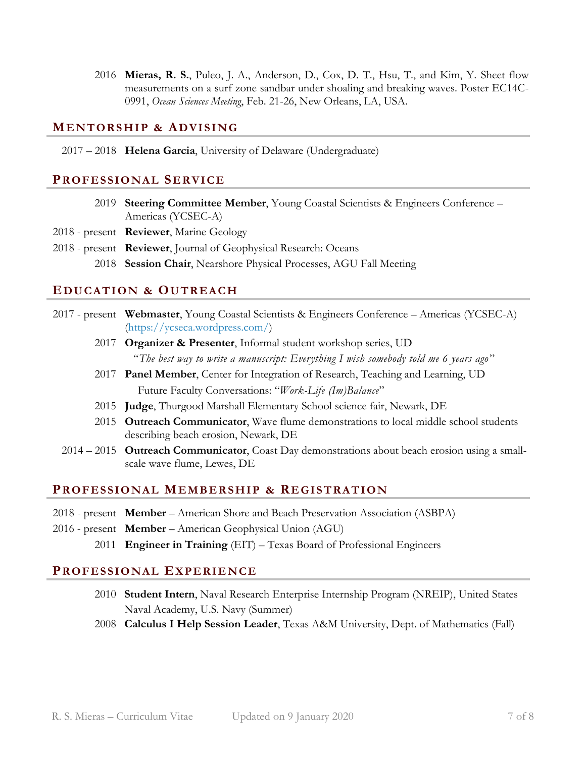2016 **Mieras, R. S.**, Puleo, J. A., Anderson, D., Cox, D. T., Hsu, T., and Kim, Y. Sheet flow measurements on a surf zone sandbar under shoaling and breaking waves. Poster EC14C-0991, *Ocean Sciences Meeting*, Feb. 21-26, New Orleans, LA, USA.

## Mentorship & Advising

2017 – 2018 **Helena Garcia**, University of Delaware (Undergraduate)

## Professional Service

2019 **Steering Committee Member**, Young Coastal Scientists & Engineers Conference – Americas (YCSEC-A)

2018 - present **Reviewer**, Marine Geology

2018 - present **Reviewer**, Journal of Geophysical Research: Oceans

2018 **Session Chair**, Nearshore Physical Processes, AGU Fall Meeting

## Education & Outreach

2017 - present **Webmaster**, Young Coastal Scientists & Engineers Conference – Americas (YCSEC-A) (https://ycseca.wordpress.com/)

2017 **Organizer & Presenter**, Informal student workshop series, UD
"*The best way to write a manuscript: Everything I wish somebody told me 6 years ago*"

2017 **Panel Member**, Center for Integration of Research, Teaching and Learning, UD
Future Faculty Conversations: "*Work-Life (Im)Balance*"

2015 **Judge**, Thurgood Marshall Elementary School science fair, Newark, DE

2015 **Outreach Communicator**, Wave flume demonstrations to local middle school students describing beach erosion, Newark, DE

2014 – 2015 **Outreach Communicator**, Coast Day demonstrations about beach erosion using a small-scale wave flume, Lewes, DE

## Professional Membership & Registration

2018 - present **Member** – American Shore and Beach Preservation Association (ASBPA)

2016 - present **Member** – American Geophysical Union (AGU)

2011 **Engineer in Training** (EIT) – Texas Board of Professional Engineers

## Professional Experience

2010 **Student Intern**, Naval Research Enterprise Internship Program (NREIP), United States Naval Academy, U.S. Navy (Summer)

2008 **Calculus I Help Session Leader**, Texas A&M University, Dept. of Mathematics (Fall)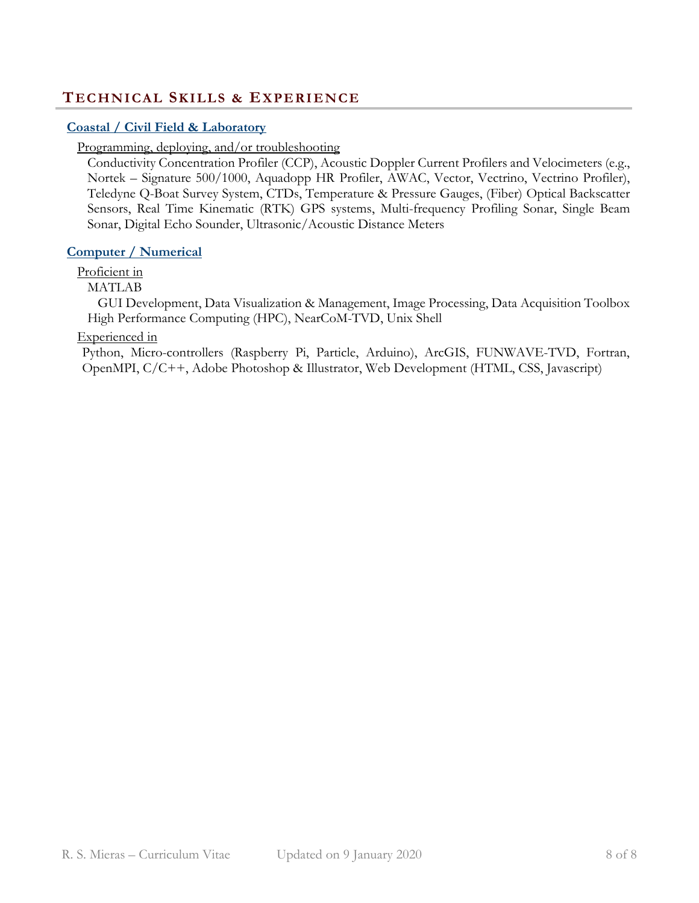## Technical Skills & Experience

### Coastal / Civil Field & Laboratory

Programming, deploying, and/or troubleshooting

Conductivity Concentration Profiler (CCP), Acoustic Doppler Current Profilers and Velocimeters (e.g., Nortek – Signature 500/1000, Aquadopp HR Profiler, AWAC, Vector, Vectrino, Vectrino Profiler), Teledyne Q-Boat Survey System, CTDs, Temperature & Pressure Gauges, (Fiber) Optical Backscatter Sensors, Real Time Kinematic (RTK) GPS systems, Multi-frequency Profiling Sonar, Single Beam Sonar, Digital Echo Sounder, Ultrasonic/Acoustic Distance Meters

### Computer / Numerical

Proficient in

MATLAB

GUI Development, Data Visualization & Management, Image Processing, Data Acquisition Toolbox

High Performance Computing (HPC), NearCoM-TVD, Unix Shell

Experienced in

Python, Micro-controllers (Raspberry Pi, Particle, Arduino), ArcGIS, FUNWAVE-TVD, Fortran, OpenMPI, C/C++, Adobe Photoshop & Illustrator, Web Development (HTML, CSS, Javascript)